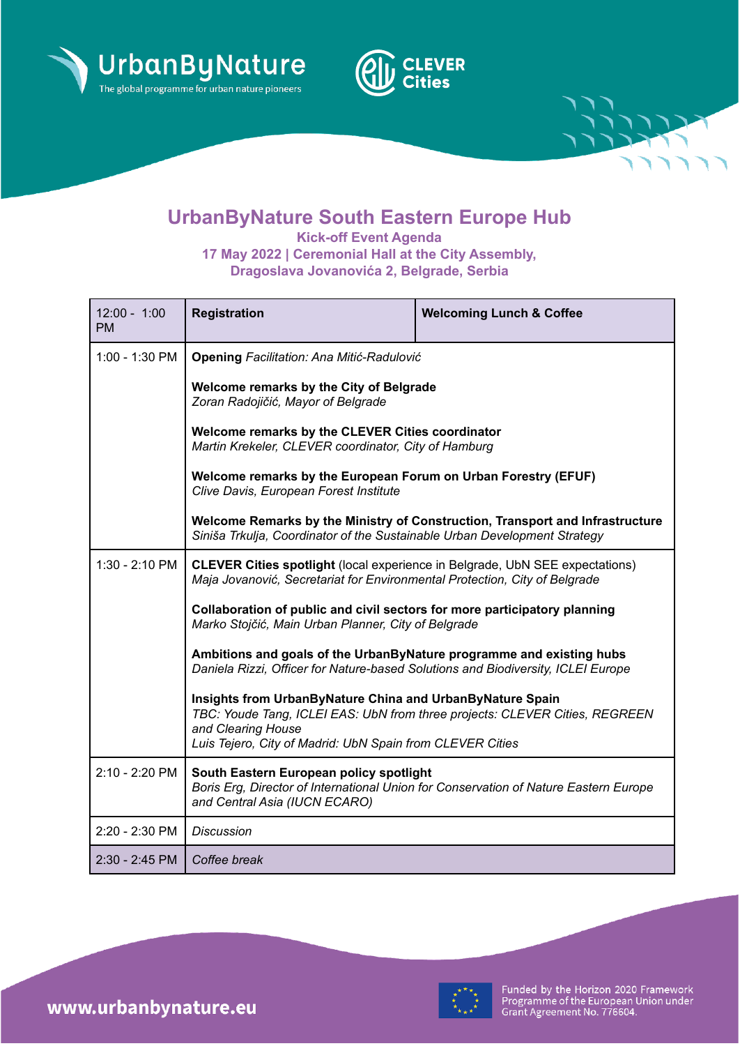UrbanByNature – The global programme for urban nature pioneers

CLEVER Cities

# UrbanByNature South Eastern Europe Hub

## Kick-off Event Agenda

**17 May 2022 | Ceremonial Hall at the City Assembly, Dragoslava Jovanovića 2, Belgrade, Serbia**

| Time | Session | |
|---|---|---|
| 12:00 - 1:00 PM | **Registration** | **Welcoming Lunch & Coffee** |
| 1:00 - 1:30 PM | **Opening** *Facilitation: Ana Mitić-Radulović*<br><br>**Welcome remarks by the City of Belgrade**<br>*Zoran Radojičić, Mayor of Belgrade*<br><br>**Welcome remarks by the CLEVER Cities coordinator**<br>*Martin Krekeler, CLEVER coordinator, City of Hamburg*<br><br>**Welcome remarks by the European Forum on Urban Forestry (EFUF)**<br>*Clive Davis, European Forest Institute*<br><br>**Welcome Remarks by the Ministry of Construction, Transport and Infrastructure**<br>*Siniša Trkulja, Coordinator of the Sustainable Urban Development Strategy* | |
| 1:30 - 2:10 PM | **CLEVER Cities spotlight** (local experience in Belgrade, UbN SEE expectations)<br>*Maja Jovanović, Secretariat for Environmental Protection, City of Belgrade*<br><br>**Collaboration of public and civil sectors for more participatory planning**<br>*Marko Stojčić, Main Urban Planner, City of Belgrade*<br><br>**Ambitions and goals of the UrbanByNature programme and existing hubs**<br>*Daniela Rizzi, Officer for Nature-based Solutions and Biodiversity, ICLEI Europe*<br><br>**Insights from UrbanByNature China and UrbanByNature Spain**<br>*TBC: Youde Tang, ICLEI EAS: UbN from three projects: CLEVER Cities, REGREEN and Clearing House*<br>*Luis Tejero, City of Madrid: UbN Spain from CLEVER Cities* | |
| 2:10 - 2:20 PM | **South Eastern European policy spotlight**<br>*Boris Erg, Director of International Union for Conservation of Nature Eastern Europe and Central Asia (IUCN ECARO)* | |
| 2:20 - 2:30 PM | *Discussion* | |
| 2:30 - 2:45 PM | *Coffee break* | |

**www.urbanbynature.eu**

Funded by the Horizon 2020 Framework Programme of the European Union under Grant Agreement No. 776604.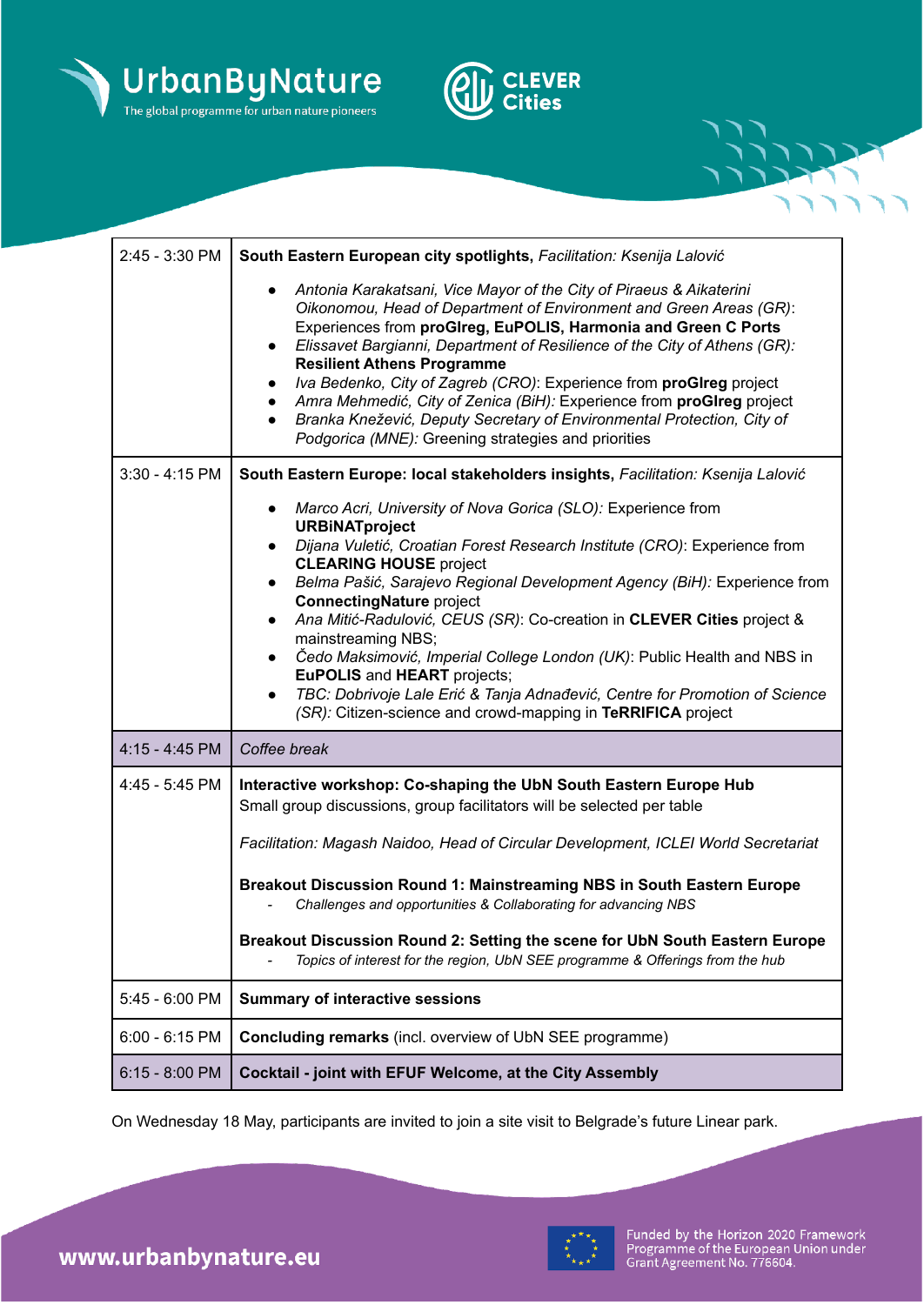| | |
|---|---|
| 2:45 - 3:30 PM | **South Eastern European city spotlights,** *Facilitation: Ksenija Lalović*<br>• *Antonia Karakatsani, Vice Mayor of the City of Piraeus & Aikaterini Oikonomou, Head of Department of Environment and Green Areas (GR)*: Experiences from **proGIreg, EuPOLIS, Harmonia and Green C Ports**<br>• *Elissavet Bargianni, Department of Resilience of the City of Athens (GR):* **Resilient Athens Programme**<br>• *Iva Bedenko, City of Zagreb (CRO)*: Experience from **proGIreg** project<br>• *Amra Mehmedić, City of Zenica (BiH):* Experience from **proGIreg** project<br>• *Branka Knežević, Deputy Secretary of Environmental Protection, City of Podgorica (MNE):* Greening strategies and priorities |
| 3:30 - 4:15 PM | **South Eastern Europe: local stakeholders insights,** *Facilitation: Ksenija Lalović*<br>• *Marco Acri, University of Nova Gorica (SLO):* Experience from **URBiNATproject**<br>• *Dijana Vuletić, Croatian Forest Research Institute (CRO)*: Experience from **CLEARING HOUSE** project<br>• *Belma Pašić, Sarajevo Regional Development Agency (BiH):* Experience from **ConnectingNature** project<br>• *Ana Mitić-Radulović, CEUS (SR)*: Co-creation in **CLEVER Cities** project & mainstreaming NBS;<br>• *Čedo Maksimović, Imperial College London (UK)*: Public Health and NBS in **EuPOLIS** and **HEART** projects;<br>• *TBC: Dobrivoje Lale Erić & Tanja Adnađević, Centre for Promotion of Science (SR):* Citizen-science and crowd-mapping in **TeRRIFICA** project |
| 4:15 - 4:45 PM | *Coffee break* |
| 4:45 - 5:45 PM | **Interactive workshop: Co-shaping the UbN South Eastern Europe Hub**<br>Small group discussions, group facilitators will be selected per table<br><br>*Facilitation: Magash Naidoo, Head of Circular Development, ICLEI World Secretariat*<br><br>**Breakout Discussion Round 1: Mainstreaming NBS in South Eastern Europe**<br>- *Challenges and opportunities & Collaborating for advancing NBS*<br><br>**Breakout Discussion Round 2: Setting the scene for UbN South Eastern Europe**<br>- *Topics of interest for the region, UbN SEE programme & Offerings from the hub* |
| 5:45 - 6:00 PM | **Summary of interactive sessions** |
| 6:00 - 6:15 PM | **Concluding remarks** (incl. overview of UbN SEE programme) |
| 6:15 - 8:00 PM | **Cocktail - joint with EFUF Welcome, at the City Assembly** |

On Wednesday 18 May, participants are invited to join a site visit to Belgrade's future Linear park.

www.urbanbynature.eu

Funded by the Horizon 2020 Framework Programme of the European Union under Grant Agreement No. 776604.